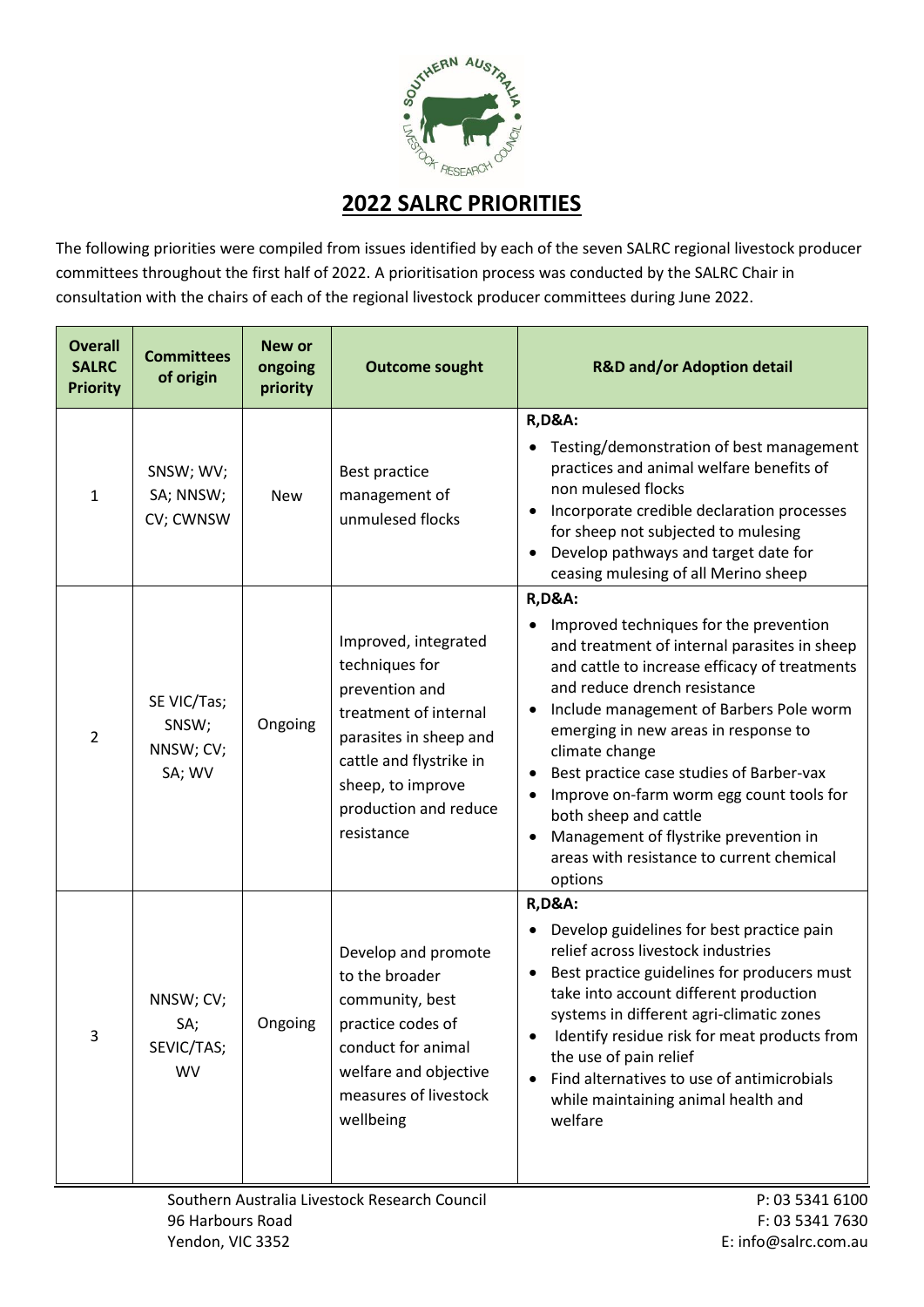# 2022 SALRC PRIORITIES

The following priorities were compiled from issues identified by each of the seven SALRC regional livestock producer committees throughout the first half of 2022. A prioritisation process was conducted by the SALRC Chair in consultation with the chairs of each of the regional livestock producer committees during June 2022.

| Overall SALRC Priority | Committees of origin | New or ongoing priority | Outcome sought | R&D and/or Adoption detail |
|---|---|---|---|---|
| 1 | SNSW; WV; SA; NNSW; CV; CWNSW | New | Best practice management of unmulesed flocks | **R,D&A:**<br>• Testing/demonstration of best management practices and animal welfare benefits of non mulesed flocks<br>• Incorporate credible declaration processes for sheep not subjected to mulesing<br>• Develop pathways and target date for ceasing mulesing of all Merino sheep |
| 2 | SE VIC/Tas; SNSW; NNSW; CV; SA; WV | Ongoing | Improved, integrated techniques for prevention and treatment of internal parasites in sheep and cattle and flystrike in sheep, to improve production and reduce resistance | **R,D&A:**<br>• Improved techniques for the prevention and treatment of internal parasites in sheep and cattle to increase efficacy of treatments and reduce drench resistance<br>• Include management of Barbers Pole worm emerging in new areas in response to climate change<br>• Best practice case studies of Barber-vax<br>• Improve on-farm worm egg count tools for both sheep and cattle<br>• Management of flystrike prevention in areas with resistance to current chemical options |
| 3 | NNSW; CV; SA; SEVIC/TAS; WV | Ongoing | Develop and promote to the broader community, best practice codes of conduct for animal welfare and objective measures of livestock wellbeing | **R,D&A:**<br>• Develop guidelines for best practice pain relief across livestock industries<br>• Best practice guidelines for producers must take into account different production systems in different agri-climatic zones<br>• Identify residue risk for meat products from the use of pain relief<br>• Find alternatives to use of antimicrobials while maintaining animal health and welfare |

Southern Australia Livestock Research Council
96 Harbours Road
Yendon, VIC 3352

P: 03 5341 6100
F: 03 5341 7630
E: info@salrc.com.au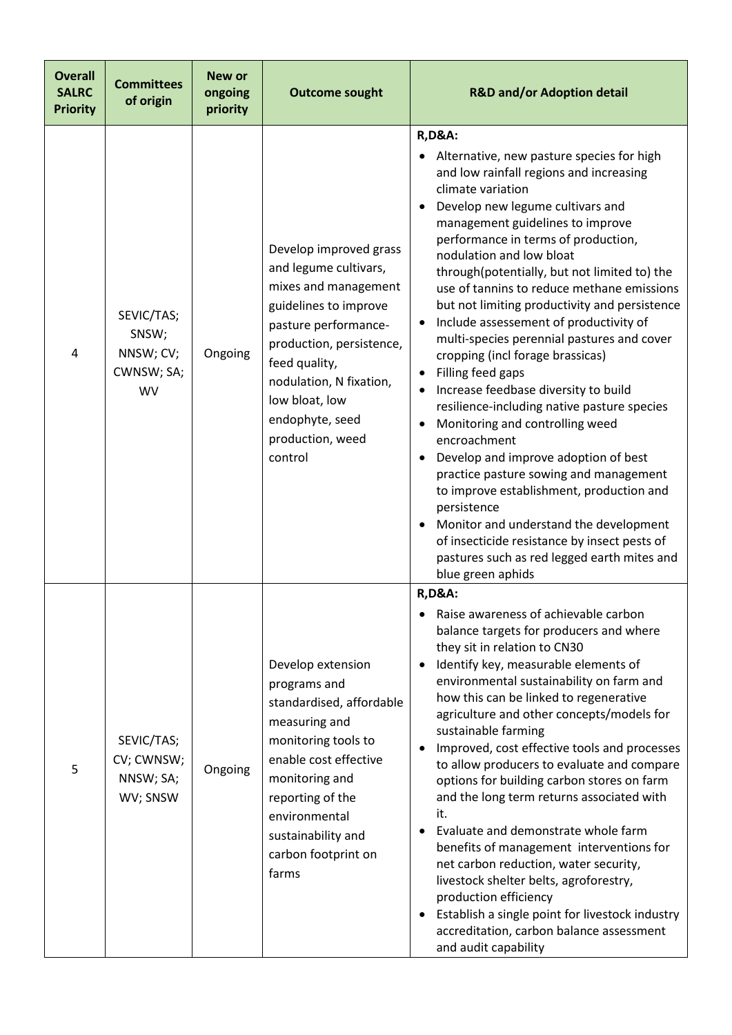| Overall SALRC Priority | Committees of origin | New or ongoing priority | Outcome sought | R&D and/or Adoption detail |
|---|---|---|---|---|
| 4 | SEVIC/TAS; SNSW; NNSW; CV; CWNSW; SA; WV | Ongoing | Develop improved grass and legume cultivars, mixes and management guidelines to improve pasture performance-production, persistence, feed quality, nodulation, N fixation, low bloat, low endophyte, seed production, weed control | **R,D&A:**<br>• Alternative, new pasture species for high and low rainfall regions and increasing climate variation<br>• Develop new legume cultivars and management guidelines to improve performance in terms of production, nodulation and low bloat through(potentially, but not limited to) the use of tannins to reduce methane emissions but not limiting productivity and persistence<br>• Include assessement of productivity of multi-species perennial pastures and cover cropping (incl forage brassicas)<br>• Filling feed gaps<br>• Increase feedbase diversity to build resilience-including native pasture species<br>• Monitoring and controlling weed encroachment<br>• Develop and improve adoption of best practice pasture sowing and management to improve establishment, production and persistence<br>• Monitor and understand the development of insecticide resistance by insect pests of pastures such as red legged earth mites and blue green aphids |
| 5 | SEVIC/TAS; CV; CWNSW; NNSW; SA; WV; SNSW | Ongoing | Develop extension programs and standardised, affordable measuring and monitoring tools to enable cost effective monitoring and reporting of the environmental sustainability and carbon footprint on farms | **R,D&A:**<br>• Raise awareness of achievable carbon balance targets for producers and where they sit in relation to CN30<br>• Identify key, measurable elements of environmental sustainability on farm and how this can be linked to regenerative agriculture and other concepts/models for sustainable farming<br>• Improved, cost effective tools and processes to allow producers to evaluate and compare options for building carbon stores on farm and the long term returns associated with it.<br>• Evaluate and demonstrate whole farm benefits of management interventions for net carbon reduction, water security, livestock shelter belts, agroforestry, production efficiency<br>• Establish a single point for livestock industry accreditation, carbon balance assessment and audit capability |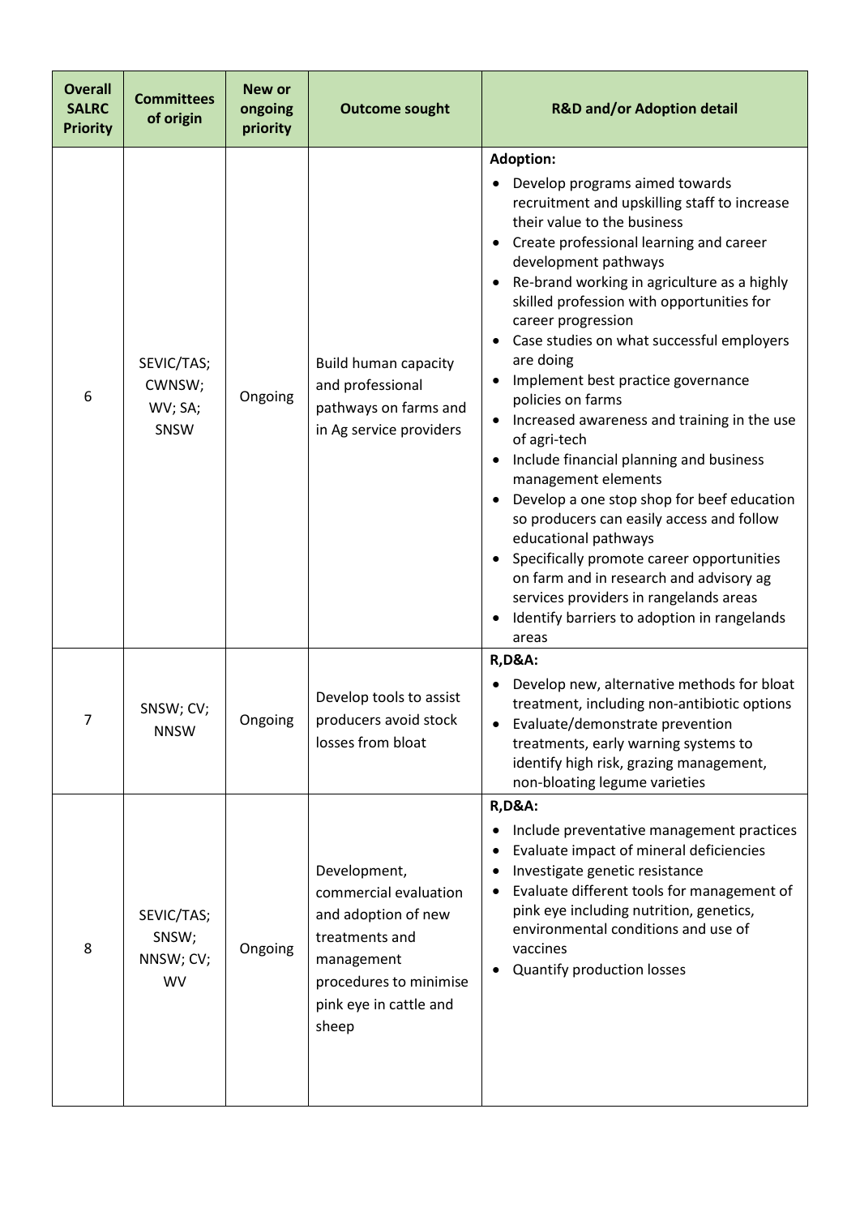| Overall SALRC Priority | Committees of origin | New or ongoing priority | Outcome sought | R&D and/or Adoption detail |
|---|---|---|---|---|
| 6 | SEVIC/TAS; CWNSW; WV; SA; SNSW | Ongoing | Build human capacity and professional pathways on farms and in Ag service providers | **Adoption:**<br>• Develop programs aimed towards recruitment and upskilling staff to increase their value to the business<br>• Create professional learning and career development pathways<br>• Re-brand working in agriculture as a highly skilled profession with opportunities for career progression<br>• Case studies on what successful employers are doing<br>• Implement best practice governance policies on farms<br>• Increased awareness and training in the use of agri-tech<br>• Include financial planning and business management elements<br>• Develop a one stop shop for beef education so producers can easily access and follow educational pathways<br>• Specifically promote career opportunities on farm and in research and advisory ag services providers in rangelands areas<br>• Identify barriers to adoption in rangelands areas |
| 7 | SNSW; CV; NNSW | Ongoing | Develop tools to assist producers avoid stock losses from bloat | **R,D&A:**<br>• Develop new, alternative methods for bloat treatment, including non-antibiotic options<br>• Evaluate/demonstrate prevention treatments, early warning systems to identify high risk, grazing management, non-bloating legume varieties |
| 8 | SEVIC/TAS; SNSW; NNSW; CV; WV | Ongoing | Development, commercial evaluation and adoption of new treatments and management procedures to minimise pink eye in cattle and sheep | **R,D&A:**<br>• Include preventative management practices<br>• Evaluate impact of mineral deficiencies<br>• Investigate genetic resistance<br>• Evaluate different tools for management of pink eye including nutrition, genetics, environmental conditions and use of vaccines<br>• Quantify production losses |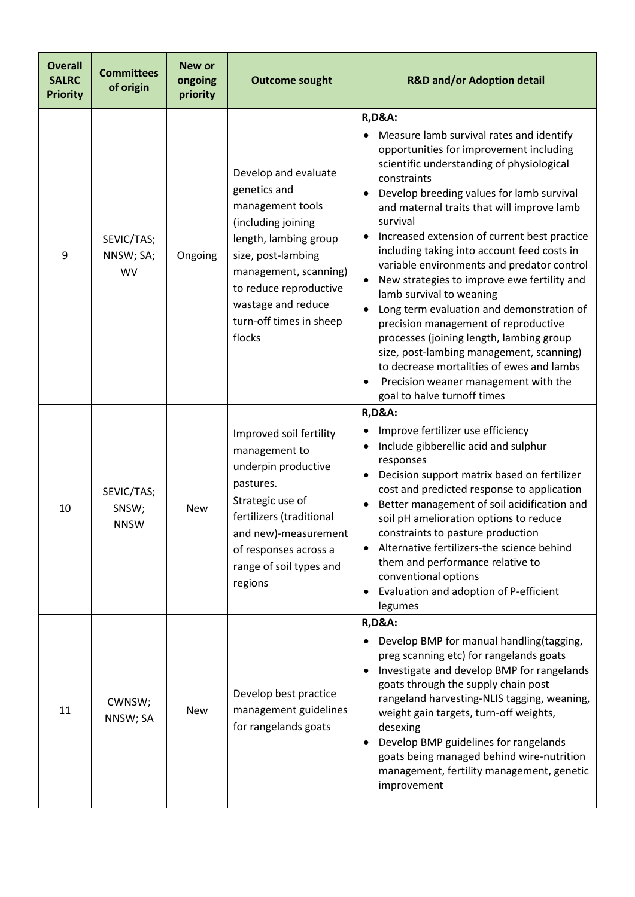| Overall SALRC Priority | Committees of origin | New or ongoing priority | Outcome sought | R&D and/or Adoption detail |
|---|---|---|---|---|
| 9 | SEVIC/TAS; NNSW; SA; WV | Ongoing | Develop and evaluate genetics and management tools (including joining length, lambing group size, post-lambing management, scanning) to reduce reproductive wastage and reduce turn-off times in sheep flocks | **R,D&A:**<br>• Measure lamb survival rates and identify opportunities for improvement including scientific understanding of physiological constraints<br>• Develop breeding values for lamb survival and maternal traits that will improve lamb survival<br>• Increased extension of current best practice including taking into account feed costs in variable environments and predator control<br>• New strategies to improve ewe fertility and lamb survival to weaning<br>• Long term evaluation and demonstration of precision management of reproductive processes (joining length, lambing group size, post-lambing management, scanning) to decrease mortalities of ewes and lambs<br>• Precision weaner management with the goal to halve turnoff times |
| 10 | SEVIC/TAS; SNSW; NNSW | New | Improved soil fertility management to underpin productive pastures.<br>Strategic use of fertilizers (traditional and new)-measurement of responses across a range of soil types and regions | **R,D&A:**<br>• Improve fertilizer use efficiency<br>• Include gibberellic acid and sulphur responses<br>• Decision support matrix based on fertilizer cost and predicted response to application<br>• Better management of soil acidification and soil pH amelioration options to reduce constraints to pasture production<br>• Alternative fertilizers-the science behind them and performance relative to conventional options<br>• Evaluation and adoption of P-efficient legumes |
| 11 | CWNSW; NNSW; SA | New | Develop best practice management guidelines for rangelands goats | **R,D&A:**<br>• Develop BMP for manual handling(tagging, preg scanning etc) for rangelands goats<br>• Investigate and develop BMP for rangelands goats through the supply chain post rangeland harvesting-NLIS tagging, weaning, weight gain targets, turn-off weights, desexing<br>• Develop BMP guidelines for rangelands goats being managed behind wire-nutrition management, fertility management, genetic improvement |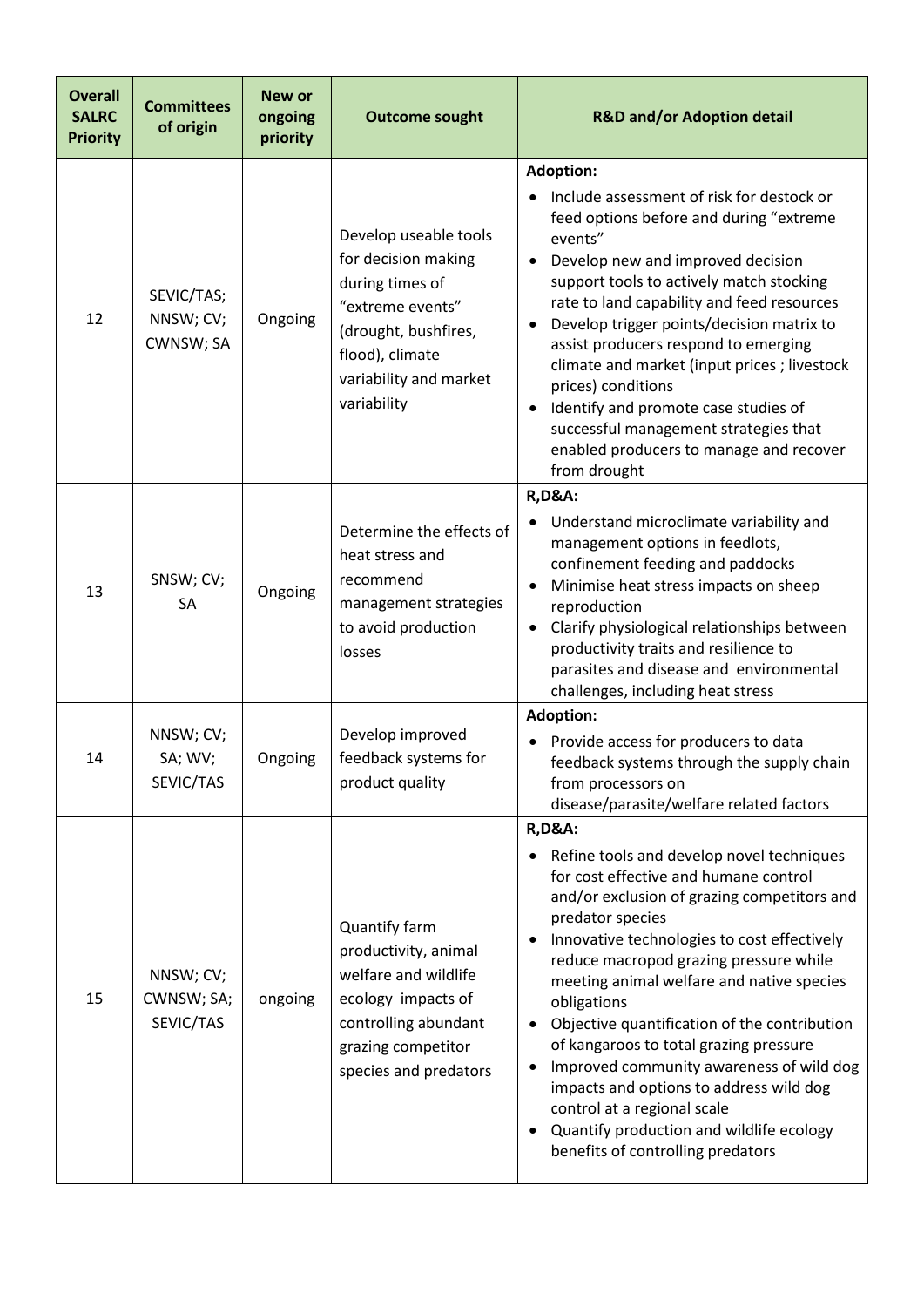| Overall SALRC Priority | Committees of origin | New or ongoing priority | Outcome sought | R&D and/or Adoption detail |
|---|---|---|---|---|
| 12 | SEVIC/TAS; NNSW; CV; CWNSW; SA | Ongoing | Develop useable tools for decision making during times of "extreme events" (drought, bushfires, flood), climate variability and market variability | **Adoption:**<br>• Include assessment of risk for destock or feed options before and during "extreme events"<br>• Develop new and improved decision support tools to actively match stocking rate to land capability and feed resources<br>• Develop trigger points/decision matrix to assist producers respond to emerging climate and market (input prices ; livestock prices) conditions<br>• Identify and promote case studies of successful management strategies that enabled producers to manage and recover from drought |
| 13 | SNSW; CV; SA | Ongoing | Determine the effects of heat stress and recommend management strategies to avoid production losses | **R,D&A:**<br>• Understand microclimate variability and management options in feedlots, confinement feeding and paddocks<br>• Minimise heat stress impacts on sheep reproduction<br>• Clarify physiological relationships between productivity traits and resilience to parasites and disease and environmental challenges, including heat stress |
| 14 | NNSW; CV; SA; WV; SEVIC/TAS | Ongoing | Develop improved feedback systems for product quality | **Adoption:**<br>• Provide access for producers to data feedback systems through the supply chain from processors on disease/parasite/welfare related factors |
| 15 | NNSW; CV; CWNSW; SA; SEVIC/TAS | ongoing | Quantify farm productivity, animal welfare and wildlife ecology impacts of controlling abundant grazing competitor species and predators | **R,D&A:**<br>• Refine tools and develop novel techniques for cost effective and humane control and/or exclusion of grazing competitors and predator species<br>• Innovative technologies to cost effectively reduce macropod grazing pressure while meeting animal welfare and native species obligations<br>• Objective quantification of the contribution of kangaroos to total grazing pressure<br>• Improved community awareness of wild dog impacts and options to address wild dog control at a regional scale<br>• Quantify production and wildlife ecology benefits of controlling predators |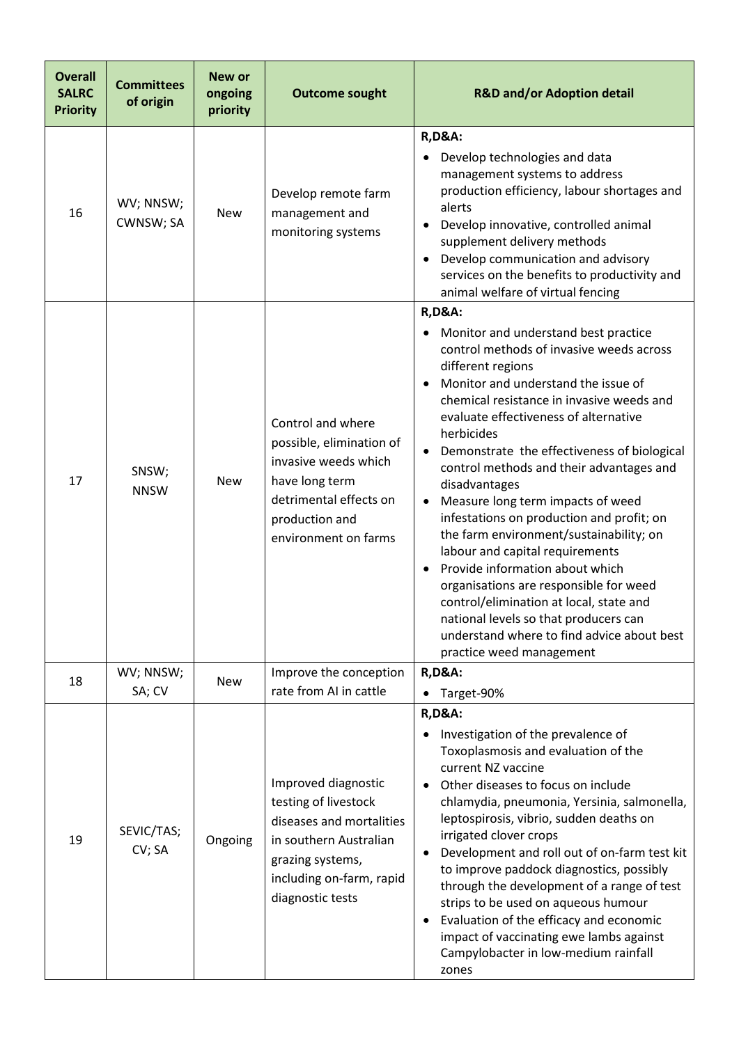| Overall SALRC Priority | Committees of origin | New or ongoing priority | Outcome sought | R&D and/or Adoption detail |
|---|---|---|---|---|
| 16 | WV; NNSW; CWNSW; SA | New | Develop remote farm management and monitoring systems | **R,D&A:**<br>• Develop technologies and data management systems to address production efficiency, labour shortages and alerts<br>• Develop innovative, controlled animal supplement delivery methods<br>• Develop communication and advisory services on the benefits to productivity and animal welfare of virtual fencing |
| 17 | SNSW; NNSW | New | Control and where possible, elimination of invasive weeds which have long term detrimental effects on production and environment on farms | **R,D&A:**<br>• Monitor and understand best practice control methods of invasive weeds across different regions<br>• Monitor and understand the issue of chemical resistance in invasive weeds and evaluate effectiveness of alternative herbicides<br>• Demonstrate the effectiveness of biological control methods and their advantages and disadvantages<br>• Measure long term impacts of weed infestations on production and profit; on the farm environment/sustainability; on labour and capital requirements<br>• Provide information about which organisations are responsible for weed control/elimination at local, state and national levels so that producers can understand where to find advice about best practice weed management |
| 18 | WV; NNSW; SA; CV | New | Improve the conception rate from AI in cattle | **R,D&A:**<br>• Target-90% |
| 19 | SEVIC/TAS; CV; SA | Ongoing | Improved diagnostic testing of livestock diseases and mortalities in southern Australian grazing systems, including on-farm, rapid diagnostic tests | **R,D&A:**<br>• Investigation of the prevalence of Toxoplasmosis and evaluation of the current NZ vaccine<br>• Other diseases to focus on include chlamydia, pneumonia, Yersinia, salmonella, leptospirosis, vibrio, sudden deaths on irrigated clover crops<br>• Development and roll out of on-farm test kit to improve paddock diagnostics, possibly through the development of a range of test strips to be used on aqueous humour<br>• Evaluation of the efficacy and economic impact of vaccinating ewe lambs against Campylobacter in low-medium rainfall zones |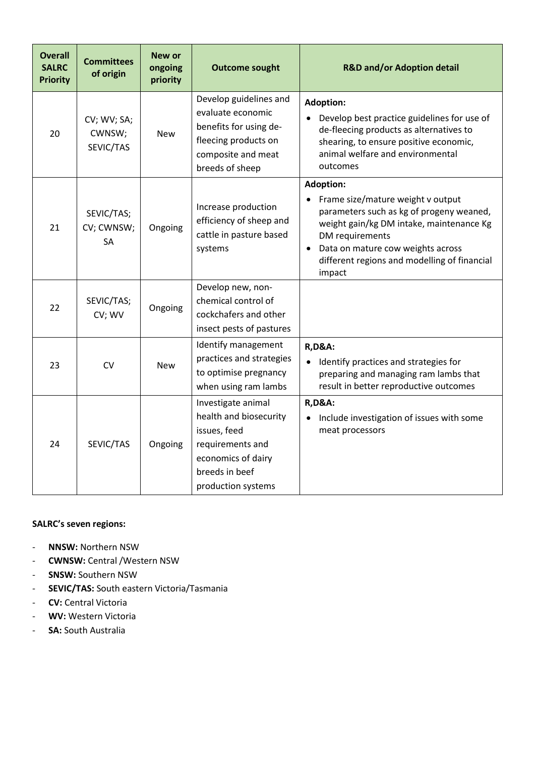| Overall SALRC Priority | Committees of origin | New or ongoing priority | Outcome sought | R&D and/or Adoption detail |
|---|---|---|---|---|
| 20 | CV; WV; SA; CWNSW; SEVIC/TAS | New | Develop guidelines and evaluate economic benefits for using de-fleecing products on composite and meat breeds of sheep | **Adoption:**<br>• Develop best practice guidelines for use of de-fleecing products as alternatives to shearing, to ensure positive economic, animal welfare and environmental outcomes |
| 21 | SEVIC/TAS; CV; CWNSW; SA | Ongoing | Increase production efficiency of sheep and cattle in pasture based systems | **Adoption:**<br>• Frame size/mature weight v output parameters such as kg of progeny weaned, weight gain/kg DM intake, maintenance Kg DM requirements<br>• Data on mature cow weights across different regions and modelling of financial impact |
| 22 | SEVIC/TAS; CV; WV | Ongoing | Develop new, non-chemical control of cockchafers and other insect pests of pastures | |
| 23 | CV | New | Identify management practices and strategies to optimise pregnancy when using ram lambs | **R,D&A:**<br>• Identify practices and strategies for preparing and managing ram lambs that result in better reproductive outcomes |
| 24 | SEVIC/TAS | Ongoing | Investigate animal health and biosecurity issues, feed requirements and economics of dairy breeds in beef production systems | **R,D&A:**<br>• Include investigation of issues with some meat processors |

**SALRC's seven regions:**

- **NNSW:** Northern NSW
- **CWNSW:** Central /Western NSW
- **SNSW:** Southern NSW
- **SEVIC/TAS:** South eastern Victoria/Tasmania
- **CV:** Central Victoria
- **WV:** Western Victoria
- **SA:** South Australia